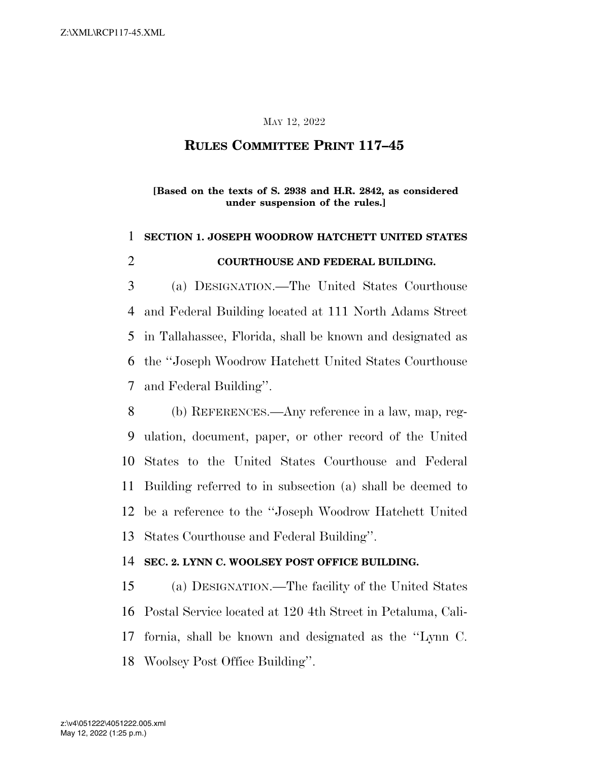May 12, 2022

# RULES COMMITTEE PRINT 117–45

**[Based on the texts of S. 2938 and H.R. 2842, as considered under suspension of the rules.]**

## SECTION 1. JOSEPH WOODROW HATCHETT UNITED STATES COURTHOUSE AND FEDERAL BUILDING.

(a) DESIGNATION.—The United States Courthouse and Federal Building located at 111 North Adams Street in Tallahassee, Florida, shall be known and designated as the "Joseph Woodrow Hatchett United States Courthouse and Federal Building".

(b) REFERENCES.—Any reference in a law, map, regulation, document, paper, or other record of the United States to the United States Courthouse and Federal Building referred to in subsection (a) shall be deemed to be a reference to the "Joseph Woodrow Hatchett United States Courthouse and Federal Building".

## SEC. 2. LYNN C. WOOLSEY POST OFFICE BUILDING.

(a) DESIGNATION.—The facility of the United States Postal Service located at 120 4th Street in Petaluma, California, shall be known and designated as the "Lynn C. Woolsey Post Office Building".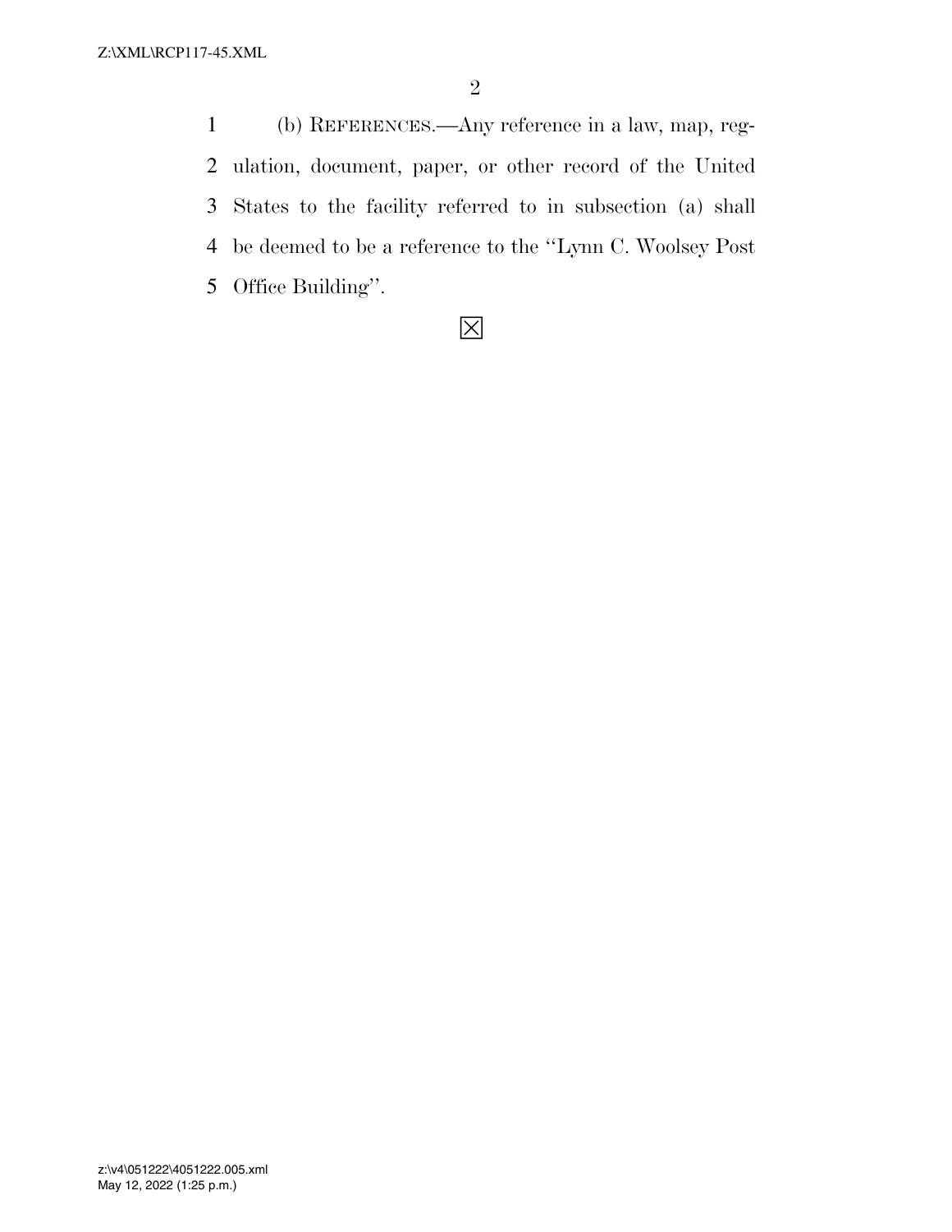(b) REFERENCES.—Any reference in a law, map, regulation, document, paper, or other record of the United States to the facility referred to in subsection (a) shall be deemed to be a reference to the ''Lynn C. Woolsey Post Office Building''.

☒